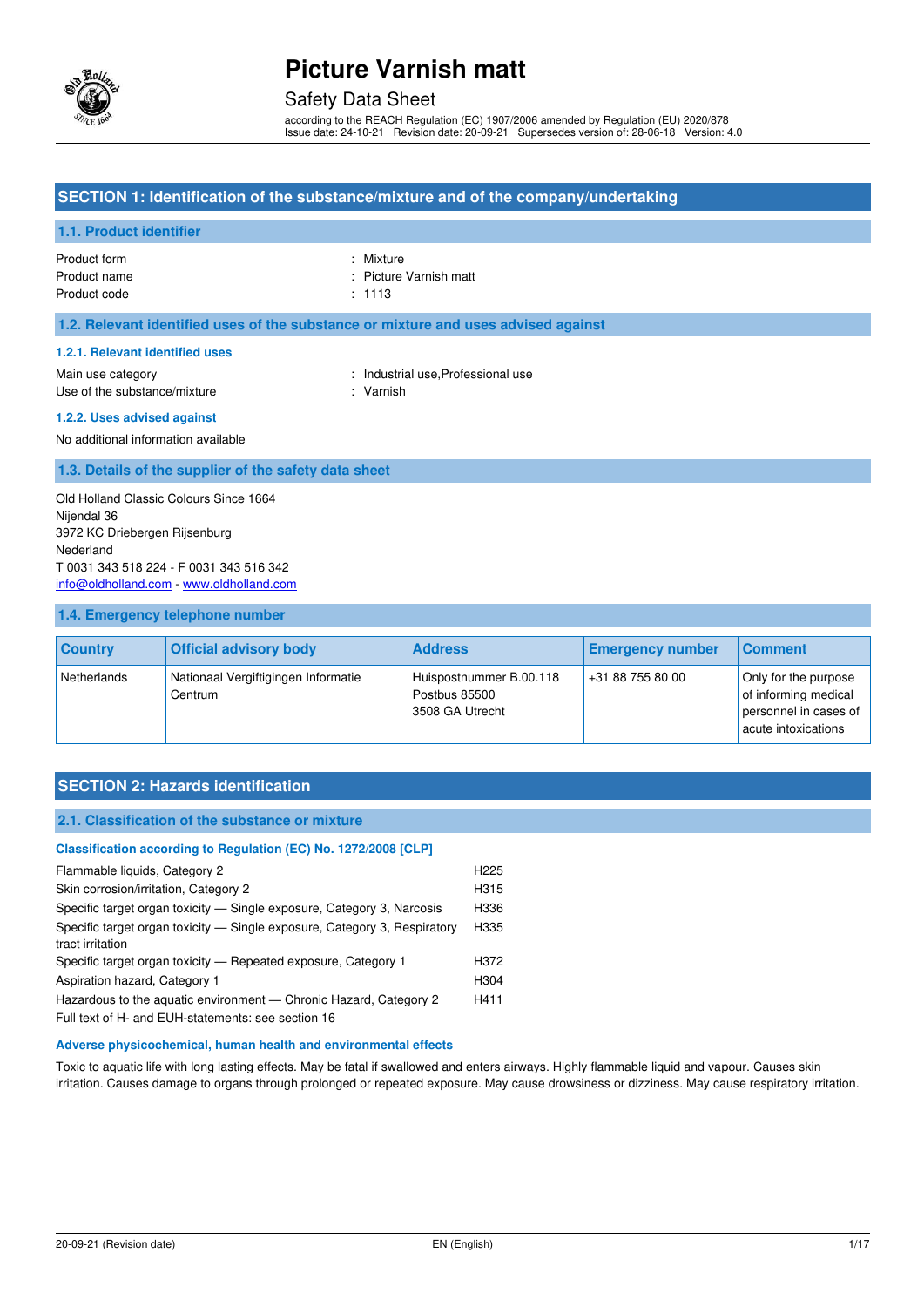# Picture Varnish matt

Safety Data Sheet

according to the REACH Regulation (EC) 1907/2006 amended by Regulation (EU) 2020/878
Issue date: 24-10-21 Revision date: 20-09-21 Supersedes version of: 28-06-18 Version: 4.0

## SECTION 1: Identification of the substance/mixture and of the company/undertaking

### 1.1. Product identifier

Product form : Mixture
Product name : Picture Varnish matt
Product code : 1113

### 1.2. Relevant identified uses of the substance or mixture and uses advised against

#### 1.2.1. Relevant identified uses

Main use category : Industrial use,Professional use
Use of the substance/mixture : Varnish

#### 1.2.2. Uses advised against

No additional information available

### 1.3. Details of the supplier of the safety data sheet

Old Holland Classic Colours Since 1664
Nijendal 36
3972 KC Driebergen Rijsenburg
Nederland
T 0031 343 518 224 - F 0031 343 516 342
info@oldholland.com - www.oldholland.com

### 1.4. Emergency telephone number

| Country | Official advisory body | Address | Emergency number | Comment |
|---|---|---|---|---|
| Netherlands | Nationaal Vergiftigingen Informatie Centrum | Huispostnummer B.00.118 Postbus 85500 3508 GA Utrecht | +31 88 755 80 00 | Only for the purpose of informing medical personnel in cases of acute intoxications |

## SECTION 2: Hazards identification

### 2.1. Classification of the substance or mixture

#### Classification according to Regulation (EC) No. 1272/2008 [CLP]

| | |
|---|---|
| Flammable liquids, Category 2 | H225 |
| Skin corrosion/irritation, Category 2 | H315 |
| Specific target organ toxicity — Single exposure, Category 3, Narcosis | H336 |
| Specific target organ toxicity — Single exposure, Category 3, Respiratory tract irritation | H335 |
| Specific target organ toxicity — Repeated exposure, Category 1 | H372 |
| Aspiration hazard, Category 1 | H304 |
| Hazardous to the aquatic environment — Chronic Hazard, Category 2 | H411 |

Full text of H- and EUH-statements: see section 16

#### Adverse physicochemical, human health and environmental effects

Toxic to aquatic life with long lasting effects. May be fatal if swallowed and enters airways. Highly flammable liquid and vapour. Causes skin irritation. Causes damage to organs through prolonged or repeated exposure. May cause drowsiness or dizziness. May cause respiratory irritation.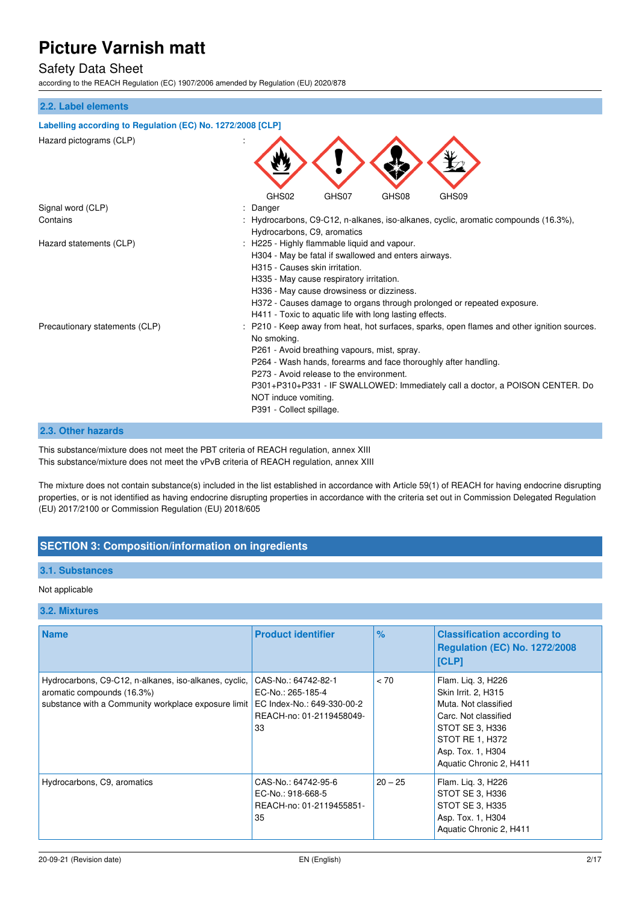## 2.2. Label elements

**Labelling according to Regulation (EC) No. 1272/2008 [CLP]**

| | |
|---|---|
| Hazard pictograms (CLP) | : GHS02 GHS07 GHS08 GHS09 |
| Signal word (CLP) | : Danger |
| Contains | : Hydrocarbons, C9-C12, n-alkanes, iso-alkanes, cyclic, aromatic compounds (16.3%), Hydrocarbons, C9, aromatics |
| Hazard statements (CLP) | : H225 - Highly flammable liquid and vapour.<br>H304 - May be fatal if swallowed and enters airways.<br>H315 - Causes skin irritation.<br>H335 - May cause respiratory irritation.<br>H336 - May cause drowsiness or dizziness.<br>H372 - Causes damage to organs through prolonged or repeated exposure.<br>H411 - Toxic to aquatic life with long lasting effects. |
| Precautionary statements (CLP) | : P210 - Keep away from heat, hot surfaces, sparks, open flames and other ignition sources. No smoking.<br>P261 - Avoid breathing vapours, mist, spray.<br>P264 - Wash hands, forearms and face thoroughly after handling.<br>P273 - Avoid release to the environment.<br>P301+P310+P331 - IF SWALLOWED: Immediately call a doctor, a POISON CENTER. Do NOT induce vomiting.<br>P391 - Collect spillage. |

## 2.3. Other hazards

This substance/mixture does not meet the PBT criteria of REACH regulation, annex XIII
This substance/mixture does not meet the vPvB criteria of REACH regulation, annex XIII

The mixture does not contain substance(s) included in the list established in accordance with Article 59(1) of REACH for having endocrine disrupting properties, or is not identified as having endocrine disrupting properties in accordance with the criteria set out in Commission Delegated Regulation (EU) 2017/2100 or Commission Regulation (EU) 2018/605

# SECTION 3: Composition/information on ingredients

## 3.1. Substances

Not applicable

## 3.2. Mixtures

| Name | Product identifier | % | Classification according to Regulation (EC) No. 1272/2008 [CLP] |
|---|---|---|---|
| Hydrocarbons, C9-C12, n-alkanes, iso-alkanes, cyclic, aromatic compounds (16.3%)<br>substance with a Community workplace exposure limit | CAS-No.: 64742-82-1<br>EC-No.: 265-185-4<br>EC Index-No.: 649-330-00-2<br>REACH-no: 01-2119458049-33 | < 70 | Flam. Liq. 3, H226<br>Skin Irrit. 2, H315<br>Muta. Not classified<br>Carc. Not classified<br>STOT SE 3, H336<br>STOT RE 1, H372<br>Asp. Tox. 1, H304<br>Aquatic Chronic 2, H411 |
| Hydrocarbons, C9, aromatics | CAS-No.: 64742-95-6<br>EC-No.: 918-668-5<br>REACH-no: 01-2119455851-35 | 20 – 25 | Flam. Liq. 3, H226<br>STOT SE 3, H336<br>STOT SE 3, H335<br>Asp. Tox. 1, H304<br>Aquatic Chronic 2, H411 |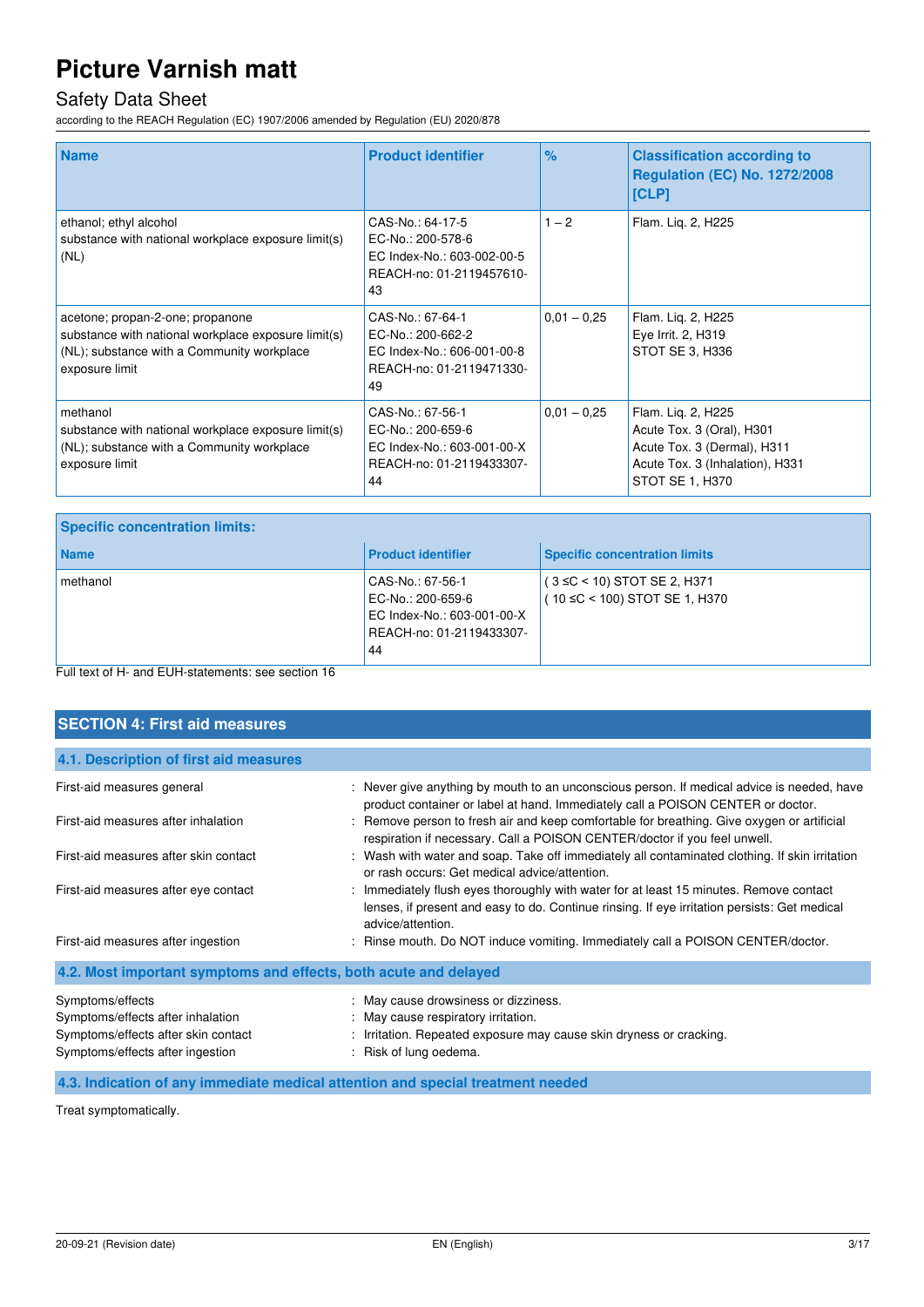| Name | Product identifier | % | Classification according to Regulation (EC) No. 1272/2008 [CLP] |
| --- | --- | --- | --- |
| ethanol; ethyl alcohol<br>substance with national workplace exposure limit(s) (NL) | CAS-No.: 64-17-5<br>EC-No.: 200-578-6<br>EC Index-No.: 603-002-00-5<br>REACH-no: 01-2119457610-43 | 1 – 2 | Flam. Liq. 2, H225 |
| acetone; propan-2-one; propanone<br>substance with national workplace exposure limit(s) (NL); substance with a Community workplace exposure limit | CAS-No.: 67-64-1<br>EC-No.: 200-662-2<br>EC Index-No.: 606-001-00-8<br>REACH-no: 01-2119471330-49 | 0,01 – 0,25 | Flam. Liq. 2, H225<br>Eye Irrit. 2, H319<br>STOT SE 3, H336 |
| methanol<br>substance with national workplace exposure limit(s) (NL); substance with a Community workplace exposure limit | CAS-No.: 67-56-1<br>EC-No.: 200-659-6<br>EC Index-No.: 603-001-00-X<br>REACH-no: 01-2119433307-44 | 0,01 – 0,25 | Flam. Liq. 2, H225<br>Acute Tox. 3 (Oral), H301<br>Acute Tox. 3 (Dermal), H311<br>Acute Tox. 3 (Inhalation), H331<br>STOT SE 1, H370 |

**Specific concentration limits:**

| Name | Product identifier | Specific concentration limits |
| --- | --- | --- |
| methanol | CAS-No.: 67-56-1<br>EC-No.: 200-659-6<br>EC Index-No.: 603-001-00-X<br>REACH-no: 01-2119433307-44 | ( 3 ≤C < 10) STOT SE 2, H371<br>( 10 ≤C < 100) STOT SE 1, H370 |

Full text of H- and EUH-statements: see section 16

## SECTION 4: First aid measures

### 4.1. Description of first aid measures

First-aid measures general : Never give anything by mouth to an unconscious person. If medical advice is needed, have product container or label at hand. Immediately call a POISON CENTER or doctor.

First-aid measures after inhalation : Remove person to fresh air and keep comfortable for breathing. Give oxygen or artificial respiration if necessary. Call a POISON CENTER/doctor if you feel unwell.

First-aid measures after skin contact : Wash with water and soap. Take off immediately all contaminated clothing. If skin irritation or rash occurs: Get medical advice/attention.

First-aid measures after eye contact : Immediately flush eyes thoroughly with water for at least 15 minutes. Remove contact lenses, if present and easy to do. Continue rinsing. If eye irritation persists: Get medical advice/attention.

First-aid measures after ingestion : Rinse mouth. Do NOT induce vomiting. Immediately call a POISON CENTER/doctor.

### 4.2. Most important symptoms and effects, both acute and delayed

Symptoms/effects : May cause drowsiness or dizziness.

Symptoms/effects after inhalation : May cause respiratory irritation.

Symptoms/effects after skin contact : Irritation. Repeated exposure may cause skin dryness or cracking.

Symptoms/effects after ingestion : Risk of lung oedema.

### 4.3. Indication of any immediate medical attention and special treatment needed

Treat symptomatically.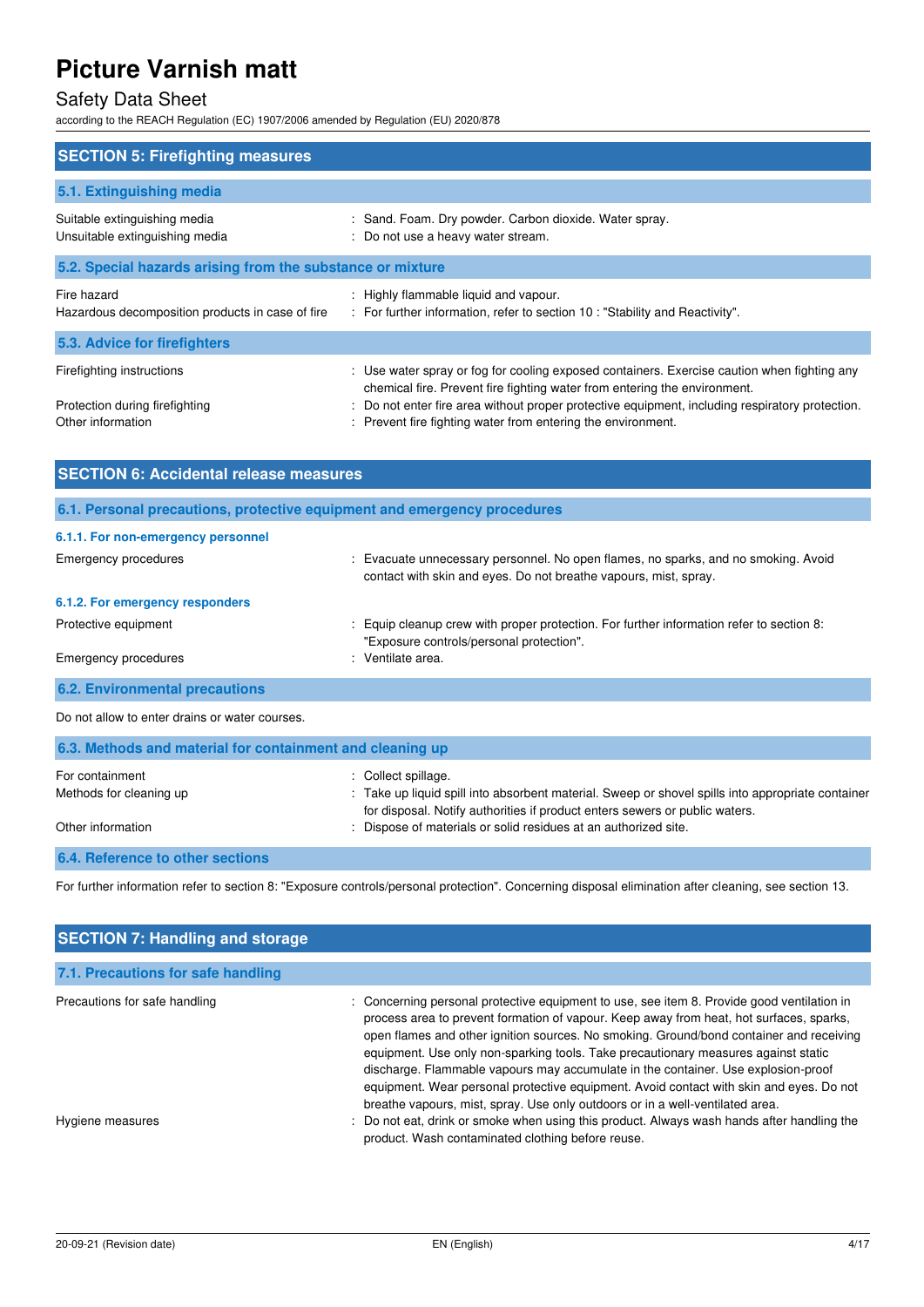## SECTION 5: Firefighting measures

### 5.1. Extinguishing media

| | |
|---|---|
| Suitable extinguishing media | : Sand. Foam. Dry powder. Carbon dioxide. Water spray. |
| Unsuitable extinguishing media | : Do not use a heavy water stream. |

### 5.2. Special hazards arising from the substance or mixture

| | |
|---|---|
| Fire hazard | : Highly flammable liquid and vapour. |
| Hazardous decomposition products in case of fire | : For further information, refer to section 10 : "Stability and Reactivity". |

### 5.3. Advice for firefighters

| | |
|---|---|
| Firefighting instructions | : Use water spray or fog for cooling exposed containers. Exercise caution when fighting any chemical fire. Prevent fire fighting water from entering the environment. |
| Protection during firefighting | : Do not enter fire area without proper protective equipment, including respiratory protection. |
| Other information | : Prevent fire fighting water from entering the environment. |

## SECTION 6: Accidental release measures

### 6.1. Personal precautions, protective equipment and emergency procedures

#### 6.1.1. For non-emergency personnel

| | |
|---|---|
| Emergency procedures | : Evacuate unnecessary personnel. No open flames, no sparks, and no smoking. Avoid contact with skin and eyes. Do not breathe vapours, mist, spray. |

#### 6.1.2. For emergency responders

| | |
|---|---|
| Protective equipment | : Equip cleanup crew with proper protection. For further information refer to section 8: "Exposure controls/personal protection". |
| Emergency procedures | : Ventilate area. |

### 6.2. Environmental precautions

Do not allow to enter drains or water courses.

### 6.3. Methods and material for containment and cleaning up

| | |
|---|---|
| For containment | : Collect spillage. |
| Methods for cleaning up | : Take up liquid spill into absorbent material. Sweep or shovel spills into appropriate container for disposal. Notify authorities if product enters sewers or public waters. |
| Other information | : Dispose of materials or solid residues at an authorized site. |

### 6.4. Reference to other sections

For further information refer to section 8: "Exposure controls/personal protection". Concerning disposal elimination after cleaning, see section 13.

## SECTION 7: Handling and storage

### 7.1. Precautions for safe handling

| | |
|---|---|
| Precautions for safe handling | : Concerning personal protective equipment to use, see item 8. Provide good ventilation in process area to prevent formation of vapour. Keep away from heat, hot surfaces, sparks, open flames and other ignition sources. No smoking. Ground/bond container and receiving equipment. Use only non-sparking tools. Take precautionary measures against static discharge. Flammable vapours may accumulate in the container. Use explosion-proof equipment. Wear personal protective equipment. Avoid contact with skin and eyes. Do not breathe vapours, mist, spray. Use only outdoors or in a well-ventilated area. |
| Hygiene measures | : Do not eat, drink or smoke when using this product. Always wash hands after handling the product. Wash contaminated clothing before reuse. |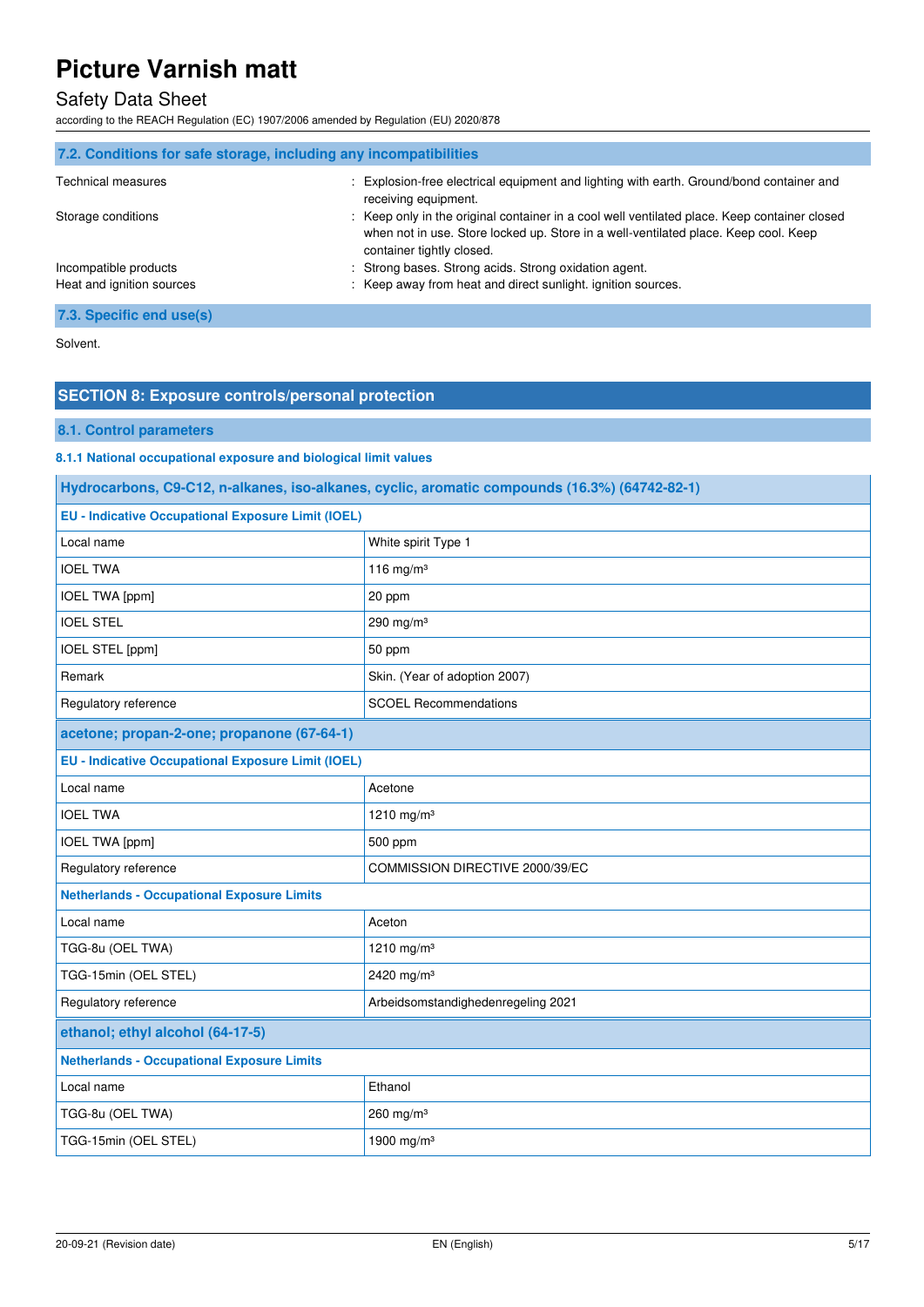### 7.2. Conditions for safe storage, including any incompatibilities

| | |
|---|---|
| Technical measures | : Explosion-free electrical equipment and lighting with earth. Ground/bond container and receiving equipment. |
| Storage conditions | : Keep only in the original container in a cool well ventilated place. Keep container closed when not in use. Store locked up. Store in a well-ventilated place. Keep cool. Keep container tightly closed. |
| Incompatible products | : Strong bases. Strong acids. Strong oxidation agent. |
| Heat and ignition sources | : Keep away from heat and direct sunlight. ignition sources. |

### 7.3. Specific end use(s)

Solvent.

## SECTION 8: Exposure controls/personal protection

### 8.1. Control parameters

#### 8.1.1 National occupational exposure and biological limit values

| Hydrocarbons, C9-C12, n-alkanes, iso-alkanes, cyclic, aromatic compounds (16.3%) (64742-82-1) | |
|---|---|
| **EU - Indicative Occupational Exposure Limit (IOEL)** | |
| Local name | White spirit Type 1 |
| IOEL TWA | 116 mg/m³ |
| IOEL TWA [ppm] | 20 ppm |
| IOEL STEL | 290 mg/m³ |
| IOEL STEL [ppm] | 50 ppm |
| Remark | Skin. (Year of adoption 2007) |
| Regulatory reference | SCOEL Recommendations |
| **acetone; propan-2-one; propanone (67-64-1)** | |
| **EU - Indicative Occupational Exposure Limit (IOEL)** | |
| Local name | Acetone |
| IOEL TWA | 1210 mg/m³ |
| IOEL TWA [ppm] | 500 ppm |
| Regulatory reference | COMMISSION DIRECTIVE 2000/39/EC |
| **Netherlands - Occupational Exposure Limits** | |
| Local name | Aceton |
| TGG-8u (OEL TWA) | 1210 mg/m³ |
| TGG-15min (OEL STEL) | 2420 mg/m³ |
| Regulatory reference | Arbeidsomstandighedenregeling 2021 |
| **ethanol; ethyl alcohol (64-17-5)** | |
| **Netherlands - Occupational Exposure Limits** | |
| Local name | Ethanol |
| TGG-8u (OEL TWA) | 260 mg/m³ |
| TGG-15min (OEL STEL) | 1900 mg/m³ |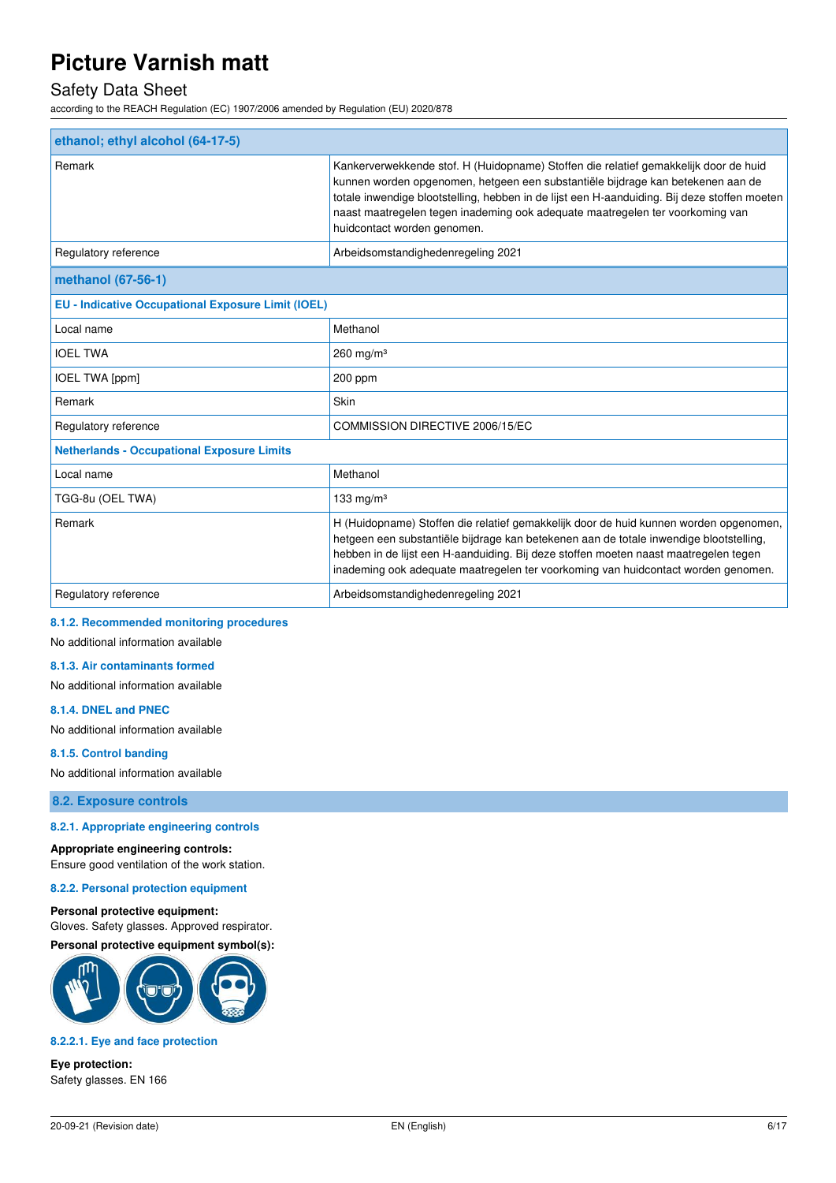| ethanol; ethyl alcohol (64-17-5) | |
|---|---|
| Remark | Kankerverwekkende stof. H (Huidopname) Stoffen die relatief gemakkelijk door de huid kunnen worden opgenomen, hetgeen een substantiële bijdrage kan betekenen aan de totale inwendige blootstelling, hebben in de lijst een H-aanduiding. Bij deze stoffen moeten naast maatregelen tegen inademing ook adequate maatregelen ter voorkoming van huidcontact worden genomen. |
| Regulatory reference | Arbeidsomstandighedenregeling 2021 |
| **methanol (67-56-1)** | |
| **EU - Indicative Occupational Exposure Limit (IOEL)** | |
| Local name | Methanol |
| IOEL TWA | 260 mg/m³ |
| IOEL TWA [ppm] | 200 ppm |
| Remark | Skin |
| Regulatory reference | COMMISSION DIRECTIVE 2006/15/EC |
| **Netherlands - Occupational Exposure Limits** | |
| Local name | Methanol |
| TGG-8u (OEL TWA) | 133 mg/m³ |
| Remark | H (Huidopname) Stoffen die relatief gemakkelijk door de huid kunnen worden opgenomen, hetgeen een substantiële bijdrage kan betekenen aan de totale inwendige blootstelling, hebben in de lijst een H-aanduiding. Bij deze stoffen moeten naast maatregelen tegen inademing ook adequate maatregelen ter voorkoming van huidcontact worden genomen. |
| Regulatory reference | Arbeidsomstandighedenregeling 2021 |

#### 8.1.2. Recommended monitoring procedures

No additional information available

#### 8.1.3. Air contaminants formed

No additional information available

#### 8.1.4. DNEL and PNEC

No additional information available

#### 8.1.5. Control banding

No additional information available

### 8.2. Exposure controls

#### 8.2.1. Appropriate engineering controls

**Appropriate engineering controls:**
Ensure good ventilation of the work station.

#### 8.2.2. Personal protection equipment

**Personal protective equipment:**
Gloves. Safety glasses. Approved respirator.

**Personal protective equipment symbol(s):**

#### 8.2.2.1. Eye and face protection

**Eye protection:**
Safety glasses. EN 166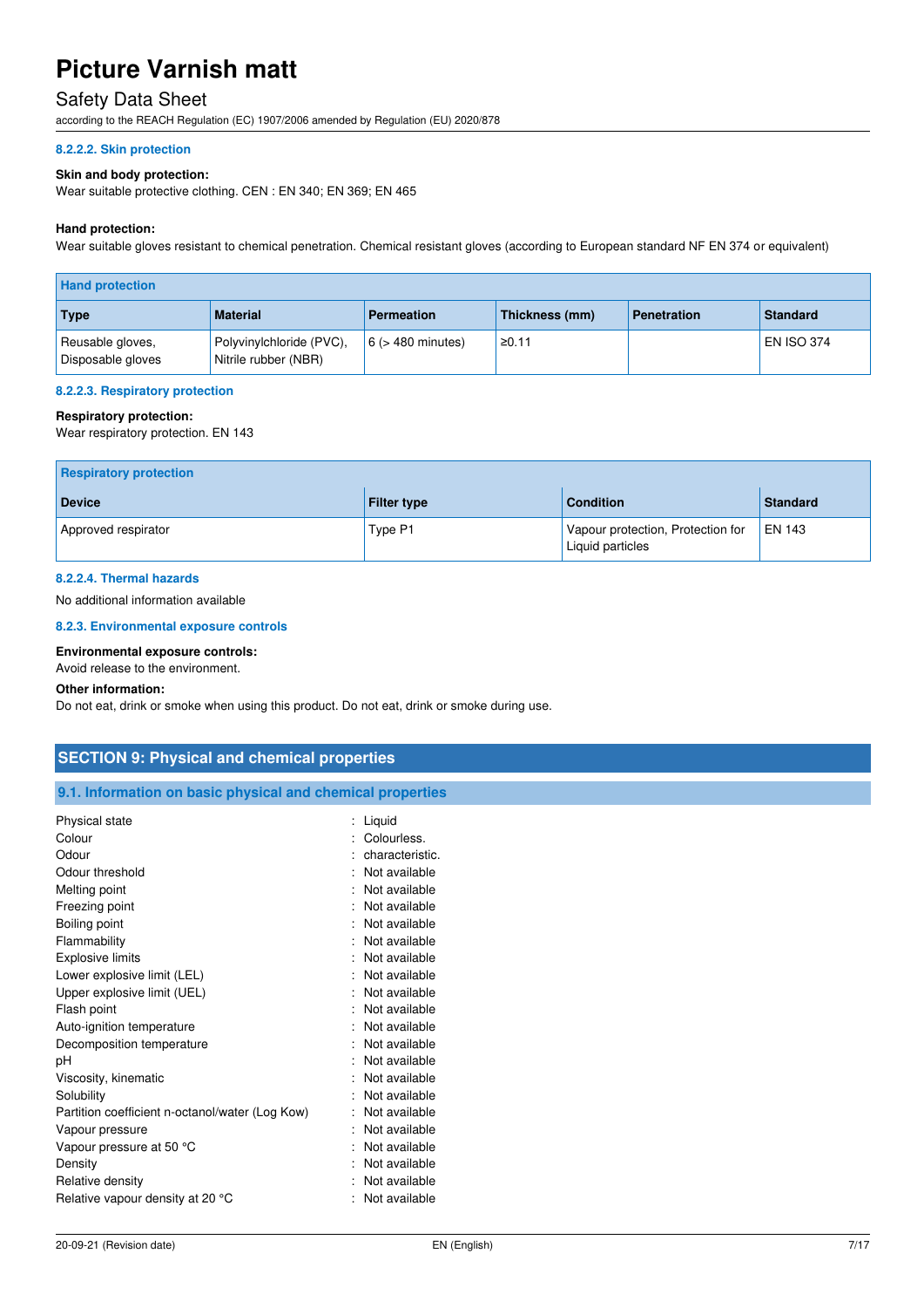#### 8.2.2.2. Skin protection

**Skin and body protection:**
Wear suitable protective clothing. CEN : EN 340; EN 369; EN 465

**Hand protection:**
Wear suitable gloves resistant to chemical penetration. Chemical resistant gloves (according to European standard NF EN 374 or equivalent)

| Hand protection | | | | | |
|---|---|---|---|---|---|
| **Type** | **Material** | **Permeation** | **Thickness (mm)** | **Penetration** | **Standard** |
| Reusable gloves, Disposable gloves | Polyvinylchloride (PVC), Nitrile rubber (NBR) | 6 (> 480 minutes) | ≥0.11 | | EN ISO 374 |

#### 8.2.2.3. Respiratory protection

**Respiratory protection:**
Wear respiratory protection. EN 143

| Respiratory protection | | | |
|---|---|---|---|
| **Device** | **Filter type** | **Condition** | **Standard** |
| Approved respirator | Type P1 | Vapour protection, Protection for Liquid particles | EN 143 |

#### 8.2.2.4. Thermal hazards

No additional information available

#### 8.2.3. Environmental exposure controls

**Environmental exposure controls:**
Avoid release to the environment.

**Other information:**
Do not eat, drink or smoke when using this product. Do not eat, drink or smoke during use.

## SECTION 9: Physical and chemical properties

### 9.1. Information on basic physical and chemical properties

| | |
|---|---|
| Physical state | : Liquid |
| Colour | : Colourless. |
| Odour | : characteristic. |
| Odour threshold | : Not available |
| Melting point | : Not available |
| Freezing point | : Not available |
| Boiling point | : Not available |
| Flammability | : Not available |
| Explosive limits | : Not available |
| Lower explosive limit (LEL) | : Not available |
| Upper explosive limit (UEL) | : Not available |
| Flash point | : Not available |
| Auto-ignition temperature | : Not available |
| Decomposition temperature | : Not available |
| pH | : Not available |
| Viscosity, kinematic | : Not available |
| Solubility | : Not available |
| Partition coefficient n-octanol/water (Log Kow) | : Not available |
| Vapour pressure | : Not available |
| Vapour pressure at 50 °C | : Not available |
| Density | : Not available |
| Relative density | : Not available |
| Relative vapour density at 20 °C | : Not available |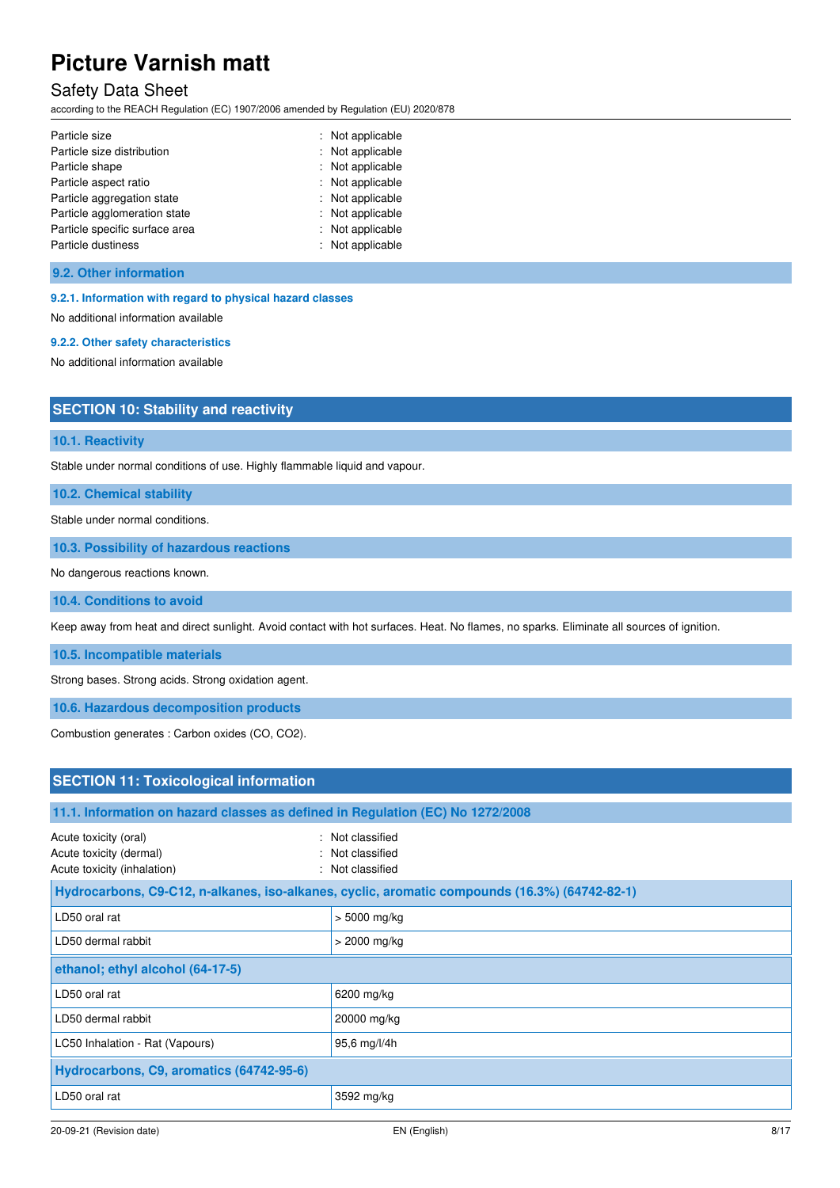| | |
|---|---|
| Particle size | : Not applicable |
| Particle size distribution | : Not applicable |
| Particle shape | : Not applicable |
| Particle aspect ratio | : Not applicable |
| Particle aggregation state | : Not applicable |
| Particle agglomeration state | : Not applicable |
| Particle specific surface area | : Not applicable |
| Particle dustiness | : Not applicable |

### 9.2. Other information

#### 9.2.1. Information with regard to physical hazard classes

No additional information available

#### 9.2.2. Other safety characteristics

No additional information available

## SECTION 10: Stability and reactivity

### 10.1. Reactivity

Stable under normal conditions of use. Highly flammable liquid and vapour.

### 10.2. Chemical stability

Stable under normal conditions.

### 10.3. Possibility of hazardous reactions

No dangerous reactions known.

### 10.4. Conditions to avoid

Keep away from heat and direct sunlight. Avoid contact with hot surfaces. Heat. No flames, no sparks. Eliminate all sources of ignition.

### 10.5. Incompatible materials

Strong bases. Strong acids. Strong oxidation agent.

### 10.6. Hazardous decomposition products

Combustion generates : Carbon oxides (CO, $CO_2$).

## SECTION 11: Toxicological information

### 11.1. Information on hazard classes as defined in Regulation (EC) No 1272/2008

| | |
|---|---|
| Acute toxicity (oral) | : Not classified |
| Acute toxicity (dermal) | : Not classified |
| Acute toxicity (inhalation) | : Not classified |

| Hydrocarbons, C9-C12, n-alkanes, iso-alkanes, cyclic, aromatic compounds (16.3%) (64742-82-1) | |
|---|---|
| LD50 oral rat | > 5000 mg/kg |
| LD50 dermal rabbit | > 2000 mg/kg |
| **ethanol; ethyl alcohol (64-17-5)** | |
| LD50 oral rat | 6200 mg/kg |
| LD50 dermal rabbit | 20000 mg/kg |
| LC50 Inhalation - Rat (Vapours) | 95,6 mg/l/4h |
| **Hydrocarbons, C9, aromatics (64742-95-6)** | |
| LD50 oral rat | 3592 mg/kg |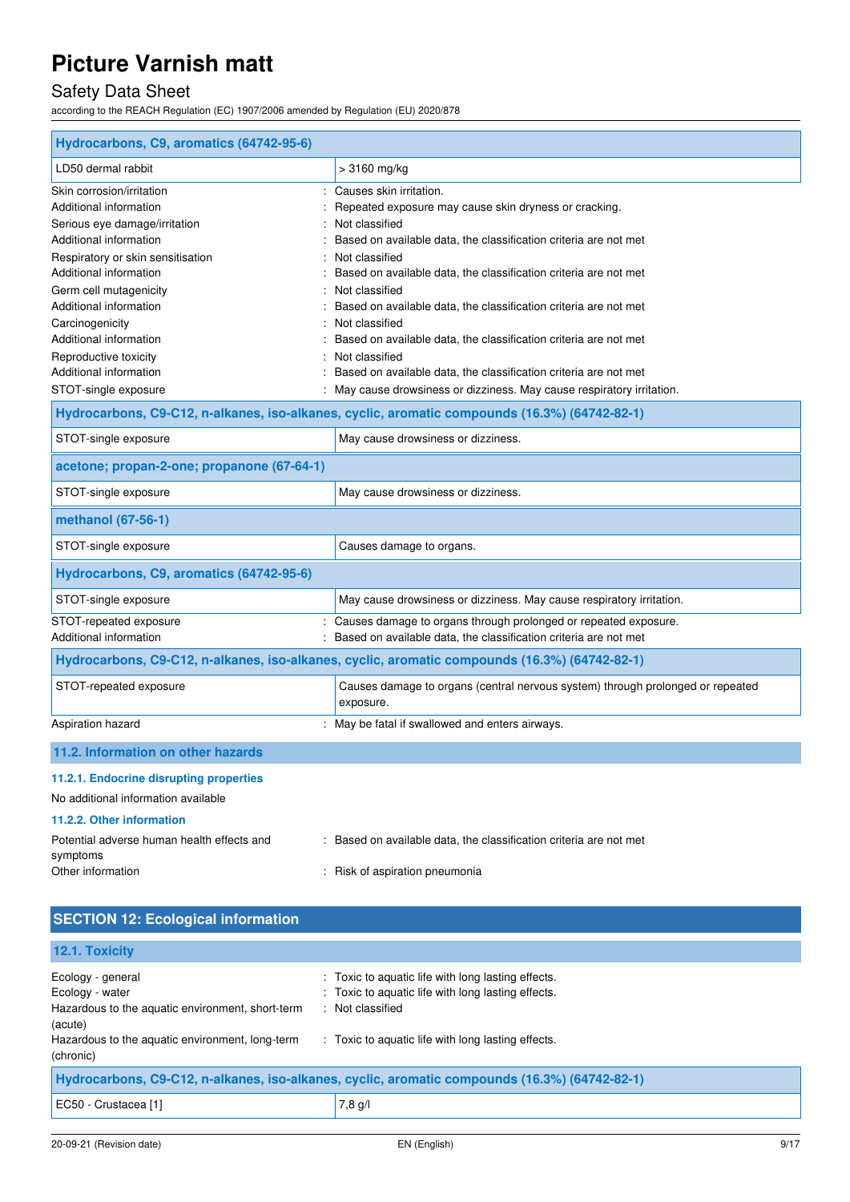| Hydrocarbons, C9, aromatics (64742-95-6) | |
|---|---|
| LD50 dermal rabbit | > 3160 mg/kg |

Skin corrosion/irritation : Causes skin irritation.
Additional information : Repeated exposure may cause skin dryness or cracking.
Serious eye damage/irritation : Not classified
Additional information : Based on available data, the classification criteria are not met
Respiratory or skin sensitisation : Not classified
Additional information : Based on available data, the classification criteria are not met
Germ cell mutagenicity : Not classified
Additional information : Based on available data, the classification criteria are not met
Carcinogenicity : Not classified
Additional information : Based on available data, the classification criteria are not met
Reproductive toxicity : Not classified
Additional information : Based on available data, the classification criteria are not met
STOT-single exposure : May cause drowsiness or dizziness. May cause respiratory irritation.

| Hydrocarbons, C9-C12, n-alkanes, iso-alkanes, cyclic, aromatic compounds (16.3%) (64742-82-1) | |
|---|---|
| STOT-single exposure | May cause drowsiness or dizziness. |

| acetone; propan-2-one; propanone (67-64-1) | |
|---|---|
| STOT-single exposure | May cause drowsiness or dizziness. |

| methanol (67-56-1) | |
|---|---|
| STOT-single exposure | Causes damage to organs. |

| Hydrocarbons, C9, aromatics (64742-95-6) | |
|---|---|
| STOT-single exposure | May cause drowsiness or dizziness. May cause respiratory irritation. |

STOT-repeated exposure : Causes damage to organs through prolonged or repeated exposure.
Additional information : Based on available data, the classification criteria are not met

| Hydrocarbons, C9-C12, n-alkanes, iso-alkanes, cyclic, aromatic compounds (16.3%) (64742-82-1) | |
|---|---|
| STOT-repeated exposure | Causes damage to organs (central nervous system) through prolonged or repeated exposure. |

Aspiration hazard : May be fatal if swallowed and enters airways.

### 11.2. Information on other hazards

#### 11.2.1. Endocrine disrupting properties

No additional information available

#### 11.2.2. Other information

Potential adverse human health effects and symptoms : Based on available data, the classification criteria are not met
Other information : Risk of aspiration pneumonia

## SECTION 12: Ecological information

### 12.1. Toxicity

Ecology - general : Toxic to aquatic life with long lasting effects.
Ecology - water : Toxic to aquatic life with long lasting effects.
Hazardous to the aquatic environment, short-term (acute) : Not classified
Hazardous to the aquatic environment, long-term (chronic) : Toxic to aquatic life with long lasting effects.

| Hydrocarbons, C9-C12, n-alkanes, iso-alkanes, cyclic, aromatic compounds (16.3%) (64742-82-1) | |
|---|---|
| EC50 - Crustacea [1] | 7,8 g/l |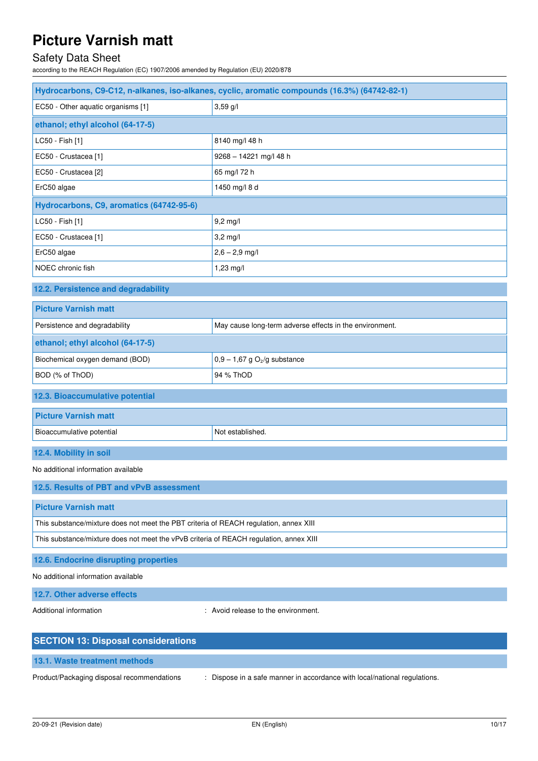| Hydrocarbons, C9-C12, n-alkanes, iso-alkanes, cyclic, aromatic compounds (16.3%) (64742-82-1) | |
|---|---|
| EC50 - Other aquatic organisms [1] | 3,59 g/l |
| **ethanol; ethyl alcohol (64-17-5)** | |
| LC50 - Fish [1] | 8140 mg/l 48 h |
| EC50 - Crustacea [1] | 9268 – 14221 mg/l 48 h |
| EC50 - Crustacea [2] | 65 mg/l 72 h |
| ErC50 algae | 1450 mg/l 8 d |
| **Hydrocarbons, C9, aromatics (64742-95-6)** | |
| LC50 - Fish [1] | 9,2 mg/l |
| EC50 - Crustacea [1] | 3,2 mg/l |
| ErC50 algae | 2,6 – 2,9 mg/l |
| NOEC chronic fish | 1,23 mg/l |

### 12.2. Persistence and degradability

| Picture Varnish matt | |
|---|---|
| Persistence and degradability | May cause long-term adverse effects in the environment. |
| **ethanol; ethyl alcohol (64-17-5)** | |
| Biochemical oxygen demand (BOD) | 0,9 – 1,67 g $O_2$/g substance |
| BOD (% of ThOD) | 94 % ThOD |

### 12.3. Bioaccumulative potential

| Picture Varnish matt | |
|---|---|
| Bioaccumulative potential | Not established. |

### 12.4. Mobility in soil

No additional information available

### 12.5. Results of PBT and vPvB assessment

| Picture Varnish matt |
|---|
| This substance/mixture does not meet the PBT criteria of REACH regulation, annex XIII |
| This substance/mixture does not meet the vPvB criteria of REACH regulation, annex XIII |

### 12.6. Endocrine disrupting properties

No additional information available

### 12.7. Other adverse effects

Additional information : Avoid release to the environment.

## SECTION 13: Disposal considerations

### 13.1. Waste treatment methods

Product/Packaging disposal recommendations : Dispose in a safe manner in accordance with local/national regulations.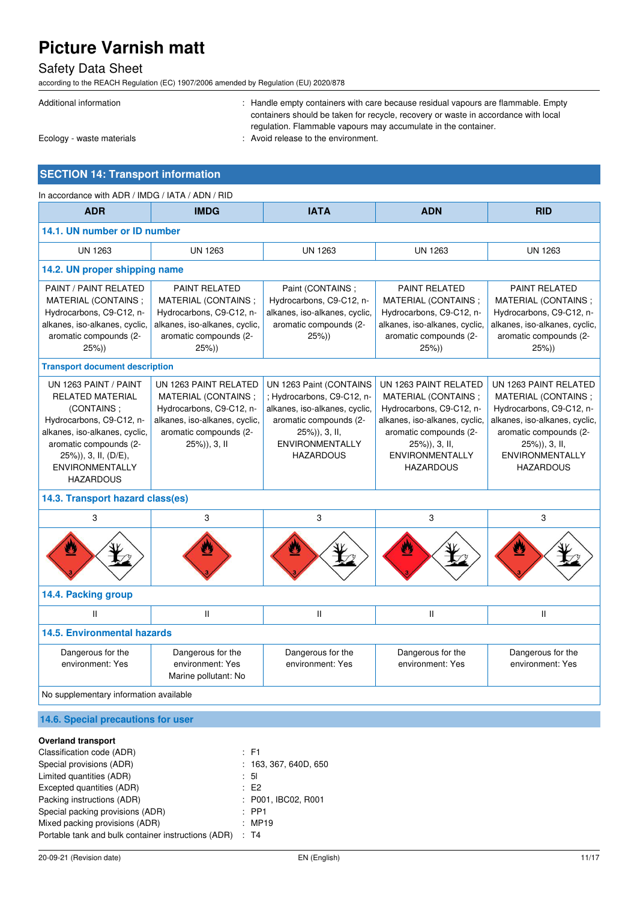| | |
|---|---|
| Additional information | : Handle empty containers with care because residual vapours are flammable. Empty containers should be taken for recycle, recovery or waste in accordance with local regulation. Flammable vapours may accumulate in the container. |
| Ecology - waste materials | : Avoid release to the environment. |

## SECTION 14: Transport information

In accordance with ADR / IMDG / IATA / ADN / RID

| ADR | IMDG | IATA | ADN | RID |
|---|---|---|---|---|
| **14.1. UN number or ID number** | | | | |
| UN 1263 | UN 1263 | UN 1263 | UN 1263 | UN 1263 |
| **14.2. UN proper shipping name** | | | | |
| PAINT / PAINT RELATED MATERIAL (CONTAINS ; Hydrocarbons, C9-C12, n-alkanes, iso-alkanes, cyclic, aromatic compounds (2-25%)) | PAINT RELATED MATERIAL (CONTAINS ; Hydrocarbons, C9-C12, n-alkanes, iso-alkanes, cyclic, aromatic compounds (2-25%)) | Paint (CONTAINS ; Hydrocarbons, C9-C12, n-alkanes, iso-alkanes, cyclic, aromatic compounds (2-25%)) | PAINT RELATED MATERIAL (CONTAINS ; Hydrocarbons, C9-C12, n-alkanes, iso-alkanes, cyclic, aromatic compounds (2-25%)) | PAINT RELATED MATERIAL (CONTAINS ; Hydrocarbons, C9-C12, n-alkanes, iso-alkanes, cyclic, aromatic compounds (2-25%)) |
| **Transport document description** | | | | |
| UN 1263 PAINT / PAINT RELATED MATERIAL (CONTAINS ; Hydrocarbons, C9-C12, n-alkanes, iso-alkanes, cyclic, aromatic compounds (2-25%)), 3, II, (D/E), ENVIRONMENTALLY HAZARDOUS | UN 1263 PAINT RELATED MATERIAL (CONTAINS ; Hydrocarbons, C9-C12, n-alkanes, iso-alkanes, cyclic, aromatic compounds (2-25%)), 3, II | UN 1263 Paint (CONTAINS ; Hydrocarbons, C9-C12, n-alkanes, iso-alkanes, cyclic, aromatic compounds (2-25%)), 3, II, ENVIRONMENTALLY HAZARDOUS | UN 1263 PAINT RELATED MATERIAL (CONTAINS ; Hydrocarbons, C9-C12, n-alkanes, iso-alkanes, cyclic, aromatic compounds (2-25%)), 3, II, ENVIRONMENTALLY HAZARDOUS | UN 1263 PAINT RELATED MATERIAL (CONTAINS ; Hydrocarbons, C9-C12, n-alkanes, iso-alkanes, cyclic, aromatic compounds (2-25%)), 3, II, ENVIRONMENTALLY HAZARDOUS |
| **14.3. Transport hazard class(es)** | | | | |
| 3 | 3 | 3 | 3 | 3 |
| **14.4. Packing group** | | | | |
| II | II | II | II | II |
| **14.5. Environmental hazards** | | | | |
| Dangerous for the environment: Yes | Dangerous for the environment: Yes<br>Marine pollutant: No | Dangerous for the environment: Yes | Dangerous for the environment: Yes | Dangerous for the environment: Yes |
| No supplementary information available | | | | |

### 14.6. Special precautions for user

**Overland transport**

| | |
|---|---|
| Classification code (ADR) | : F1 |
| Special provisions (ADR) | : 163, 367, 640D, 650 |
| Limited quantities (ADR) | : 5l |
| Excepted quantities (ADR) | : E2 |
| Packing instructions (ADR) | : P001, IBC02, R001 |
| Special packing provisions (ADR) | : PP1 |
| Mixed packing provisions (ADR) | : MP19 |
| Portable tank and bulk container instructions (ADR) | : T4 |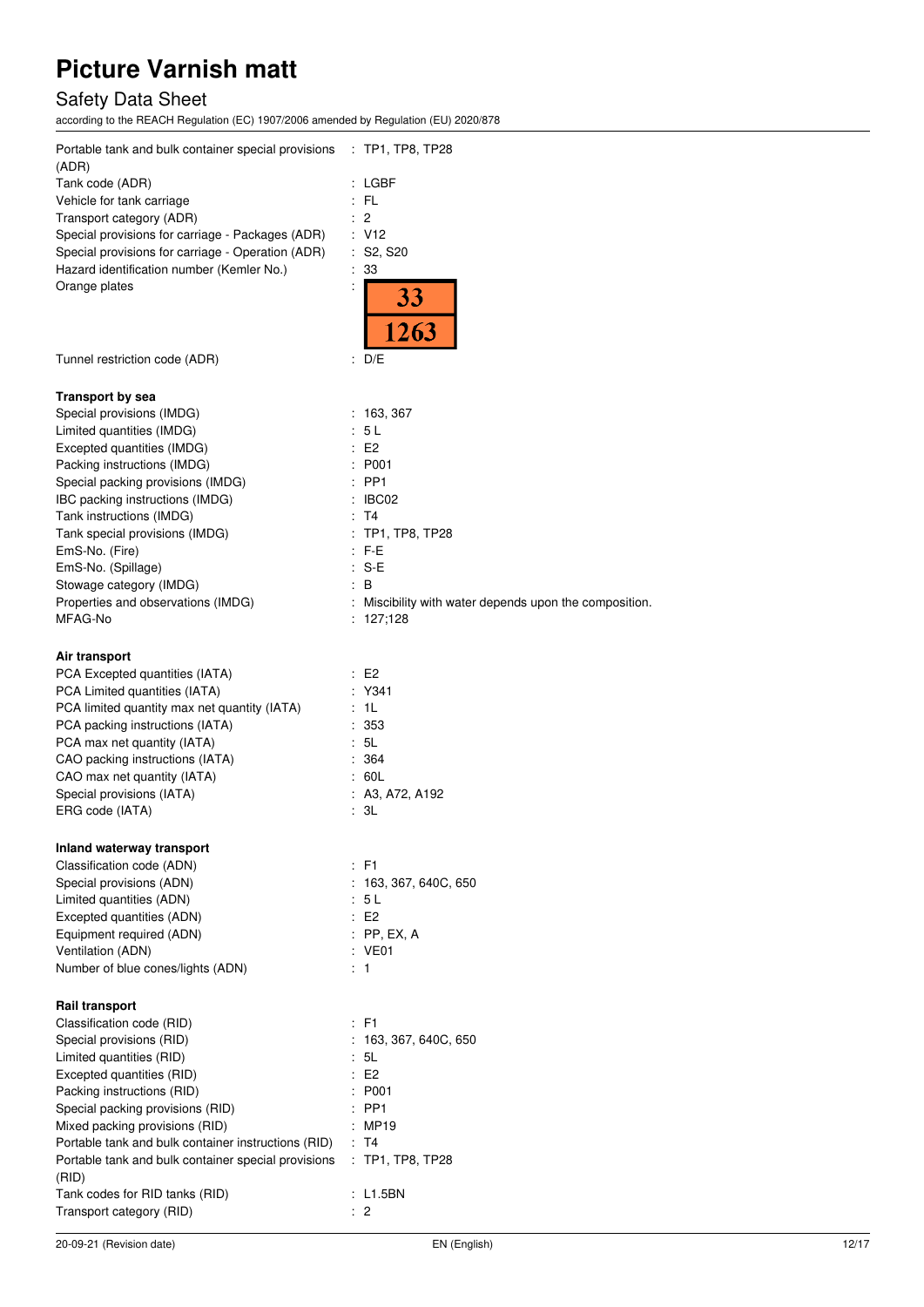Portable tank and bulk container special provisions (ADR) : TP1, TP8, TP28
Tank code (ADR) : LGBF
Vehicle for tank carriage : FL
Transport category (ADR) : 2
Special provisions for carriage - Packages (ADR) : V12
Special provisions for carriage - Operation (ADR) : S2, S20
Hazard identification number (Kemler No.) : 33
Orange plates :

| 33 |
|---|
| 1263 |

Tunnel restriction code (ADR) : D/E

**Transport by sea**

Special provisions (IMDG) : 163, 367
Limited quantities (IMDG) : 5 L
Excepted quantities (IMDG) : E2
Packing instructions (IMDG) : P001
Special packing provisions (IMDG) : PP1
IBC packing instructions (IMDG) : IBC02
Tank instructions (IMDG) : T4
Tank special provisions (IMDG) : TP1, TP8, TP28
EmS-No. (Fire) : F-E
EmS-No. (Spillage) : S-E
Stowage category (IMDG) : B
Properties and observations (IMDG) : Miscibility with water depends upon the composition.
MFAG-No : 127;128

**Air transport**

PCA Excepted quantities (IATA) : E2
PCA Limited quantities (IATA) : Y341
PCA limited quantity max net quantity (IATA) : 1L
PCA packing instructions (IATA) : 353
PCA max net quantity (IATA) : 5L
CAO packing instructions (IATA) : 364
CAO max net quantity (IATA) : 60L
Special provisions (IATA) : A3, A72, A192
ERG code (IATA) : 3L

**Inland waterway transport**

Classification code (ADN) : F1
Special provisions (ADN) : 163, 367, 640C, 650
Limited quantities (ADN) : 5 L
Excepted quantities (ADN) : E2
Equipment required (ADN) : PP, EX, A
Ventilation (ADN) : VE01
Number of blue cones/lights (ADN) : 1

**Rail transport**

Classification code (RID) : F1
Special provisions (RID) : 163, 367, 640C, 650
Limited quantities (RID) : 5L
Excepted quantities (RID) : E2
Packing instructions (RID) : P001
Special packing provisions (RID) : PP1
Mixed packing provisions (RID) : MP19
Portable tank and bulk container instructions (RID) : T4
Portable tank and bulk container special provisions (RID) : TP1, TP8, TP28
Tank codes for RID tanks (RID) : L1.5BN
Transport category (RID) : 2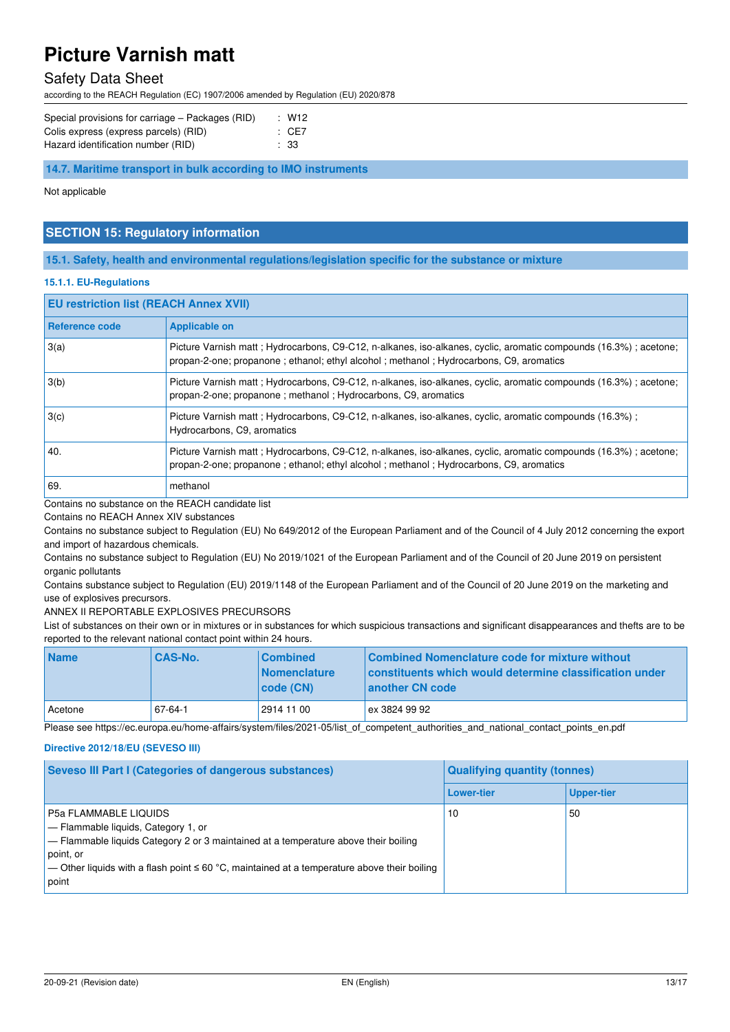| | | |
|---|---|---|
| Special provisions for carriage – Packages (RID) | : | W12 |
| Colis express (express parcels) (RID) | : | CE7 |
| Hazard identification number (RID) | : | 33 |

### 14.7. Maritime transport in bulk according to IMO instruments

Not applicable

## SECTION 15: Regulatory information

### 15.1. Safety, health and environmental regulations/legislation specific for the substance or mixture

#### 15.1.1. EU-Regulations

| EU restriction list (REACH Annex XVII) | |
|---|---|
| **Reference code** | **Applicable on** |
| 3(a) | Picture Varnish matt ; Hydrocarbons, C9-C12, n-alkanes, iso-alkanes, cyclic, aromatic compounds (16.3%) ; acetone; propan-2-one; propanone ; ethanol; ethyl alcohol ; methanol ; Hydrocarbons, C9, aromatics |
| 3(b) | Picture Varnish matt ; Hydrocarbons, C9-C12, n-alkanes, iso-alkanes, cyclic, aromatic compounds (16.3%) ; acetone; propan-2-one; propanone ; methanol ; Hydrocarbons, C9, aromatics |
| 3(c) | Picture Varnish matt ; Hydrocarbons, C9-C12, n-alkanes, iso-alkanes, cyclic, aromatic compounds (16.3%) ; Hydrocarbons, C9, aromatics |
| 40. | Picture Varnish matt ; Hydrocarbons, C9-C12, n-alkanes, iso-alkanes, cyclic, aromatic compounds (16.3%) ; acetone; propan-2-one; propanone ; ethanol; ethyl alcohol ; methanol ; Hydrocarbons, C9, aromatics |
| 69. | methanol |

Contains no substance on the REACH candidate list

Contains no REACH Annex XIV substances

Contains no substance subject to Regulation (EU) No 649/2012 of the European Parliament and of the Council of 4 July 2012 concerning the export and import of hazardous chemicals.

Contains no substance subject to Regulation (EU) No 2019/1021 of the European Parliament and of the Council of 20 June 2019 on persistent organic pollutants

Contains substance subject to Regulation (EU) 2019/1148 of the European Parliament and of the Council of 20 June 2019 on the marketing and use of explosives precursors.

ANNEX II REPORTABLE EXPLOSIVES PRECURSORS

List of substances on their own or in mixtures or in substances for which suspicious transactions and significant disappearances and thefts are to be reported to the relevant national contact point within 24 hours.

| Name | CAS-No. | Combined Nomenclature code (CN) | Combined Nomenclature code for mixture without constituents which would determine classification under another CN code |
|---|---|---|---|
| Acetone | 67-64-1 | 2914 11 00 | ex 3824 99 92 |

Please see https://ec.europa.eu/home-affairs/system/files/2021-05/list_of_competent_authorities_and_national_contact_points_en.pdf

#### Directive 2012/18/EU (SEVESO III)

| Seveso III Part I (Categories of dangerous substances) | Qualifying quantity (tonnes) | |
|---|---|---|
| | **Lower-tier** | **Upper-tier** |
| P5a FLAMMABLE LIQUIDS<br>— Flammable liquids, Category 1, or<br>— Flammable liquids Category 2 or 3 maintained at a temperature above their boiling point, or<br>— Other liquids with a flash point ≤ 60 °C, maintained at a temperature above their boiling point | 10 | 50 |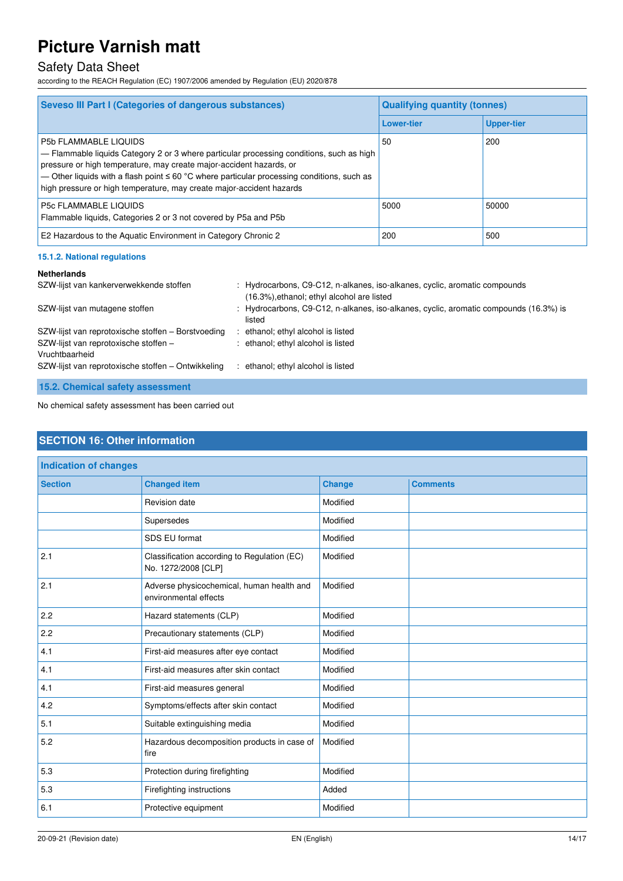| Seveso III Part I (Categories of dangerous substances) | Qualifying quantity (tonnes) | |
|---|---|---|
| | Lower-tier | Upper-tier |
| P5b FLAMMABLE LIQUIDS<br>— Flammable liquids Category 2 or 3 where particular processing conditions, such as high pressure or high temperature, may create major-accident hazards, or<br>— Other liquids with a flash point ≤ 60 °C where particular processing conditions, such as high pressure or high temperature, may create major-accident hazards | 50 | 200 |
| P5c FLAMMABLE LIQUIDS<br>Flammable liquids, Categories 2 or 3 not covered by P5a and P5b | 5000 | 50000 |
| E2 Hazardous to the Aquatic Environment in Category Chronic 2 | 200 | 500 |

#### 15.1.2. National regulations

**Netherlands**

SZW-lijst van kankerverwekkende stoffen : Hydrocarbons, C9-C12, n-alkanes, iso-alkanes, cyclic, aromatic compounds (16.3%),ethanol; ethyl alcohol are listed

SZW-lijst van mutagene stoffen : Hydrocarbons, C9-C12, n-alkanes, iso-alkanes, cyclic, aromatic compounds (16.3%) is listed

SZW-lijst van reprotoxische stoffen – Borstvoeding : ethanol; ethyl alcohol is listed

SZW-lijst van reprotoxische stoffen – Vruchtbaarheid : ethanol; ethyl alcohol is listed

SZW-lijst van reprotoxische stoffen – Ontwikkeling : ethanol; ethyl alcohol is listed

### 15.2. Chemical safety assessment

No chemical safety assessment has been carried out

## SECTION 16: Other information

**Indication of changes**

| Section | Changed item | Change | Comments |
|---|---|---|---|
| | Revision date | Modified | |
| | Supersedes | Modified | |
| | SDS EU format | Modified | |
| 2.1 | Classification according to Regulation (EC) No. 1272/2008 [CLP] | Modified | |
| 2.1 | Adverse physicochemical, human health and environmental effects | Modified | |
| 2.2 | Hazard statements (CLP) | Modified | |
| 2.2 | Precautionary statements (CLP) | Modified | |
| 4.1 | First-aid measures after eye contact | Modified | |
| 4.1 | First-aid measures after skin contact | Modified | |
| 4.1 | First-aid measures general | Modified | |
| 4.2 | Symptoms/effects after skin contact | Modified | |
| 5.1 | Suitable extinguishing media | Modified | |
| 5.2 | Hazardous decomposition products in case of fire | Modified | |
| 5.3 | Protection during firefighting | Modified | |
| 5.3 | Firefighting instructions | Added | |
| 6.1 | Protective equipment | Modified | |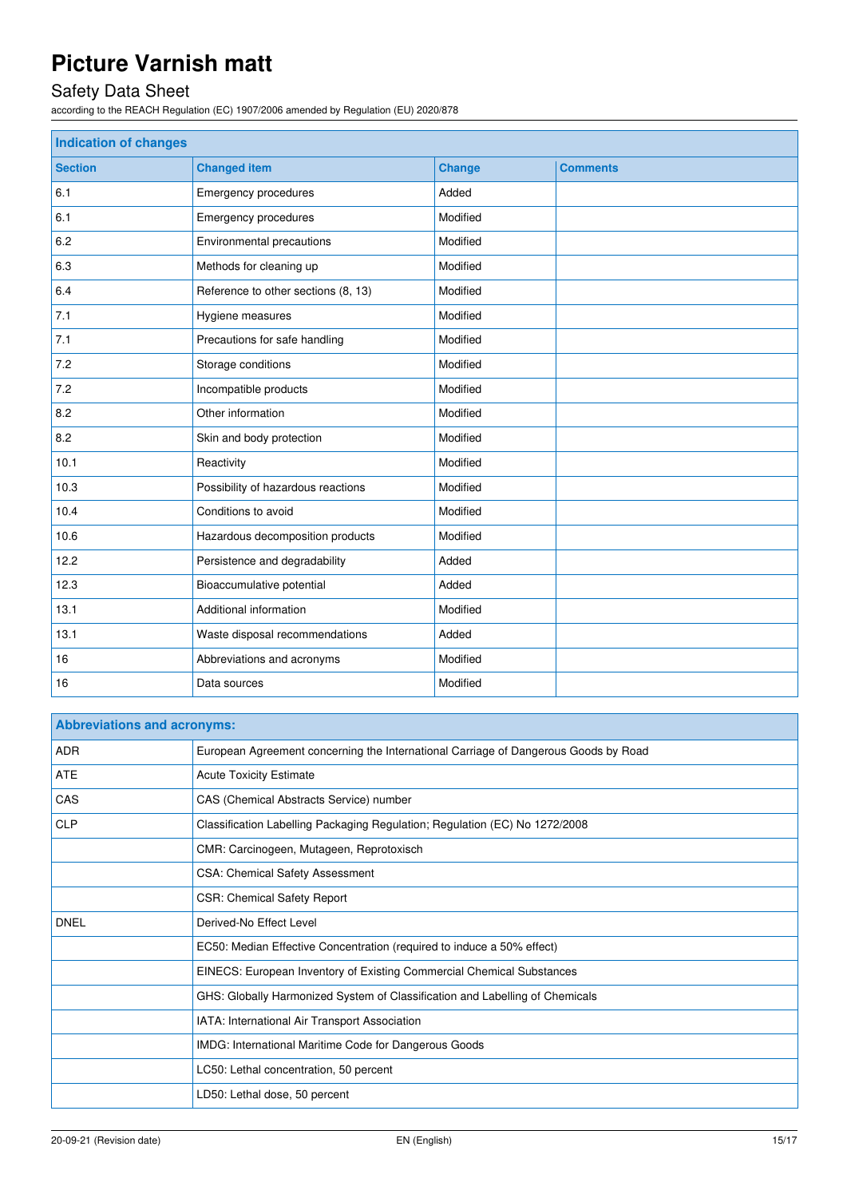# Picture Varnish matt

## Safety Data Sheet

according to the REACH Regulation (EC) 1907/2006 amended by Regulation (EU) 2020/878

| Indication of changes | | | |
|---|---|---|---|
| **Section** | **Changed item** | **Change** | **Comments** |
| 6.1 | Emergency procedures | Added | |
| 6.1 | Emergency procedures | Modified | |
| 6.2 | Environmental precautions | Modified | |
| 6.3 | Methods for cleaning up | Modified | |
| 6.4 | Reference to other sections (8, 13) | Modified | |
| 7.1 | Hygiene measures | Modified | |
| 7.1 | Precautions for safe handling | Modified | |
| 7.2 | Storage conditions | Modified | |
| 7.2 | Incompatible products | Modified | |
| 8.2 | Other information | Modified | |
| 8.2 | Skin and body protection | Modified | |
| 10.1 | Reactivity | Modified | |
| 10.3 | Possibility of hazardous reactions | Modified | |
| 10.4 | Conditions to avoid | Modified | |
| 10.6 | Hazardous decomposition products | Modified | |
| 12.2 | Persistence and degradability | Added | |
| 12.3 | Bioaccumulative potential | Added | |
| 13.1 | Additional information | Modified | |
| 13.1 | Waste disposal recommendations | Added | |
| 16 | Abbreviations and acronyms | Modified | |
| 16 | Data sources | Modified | |

| Abbreviations and acronyms: | |
|---|---|
| ADR | European Agreement concerning the International Carriage of Dangerous Goods by Road |
| ATE | Acute Toxicity Estimate |
| CAS | CAS (Chemical Abstracts Service) number |
| CLP | Classification Labelling Packaging Regulation; Regulation (EC) No 1272/2008 |
| | CMR: Carcinogeen, Mutageen, Reprotoxisch |
| | CSA: Chemical Safety Assessment |
| | CSR: Chemical Safety Report |
| DNEL | Derived-No Effect Level |
| | EC50: Median Effective Concentration (required to induce a 50% effect) |
| | EINECS: European Inventory of Existing Commercial Chemical Substances |
| | GHS: Globally Harmonized System of Classification and Labelling of Chemicals |
| | IATA: International Air Transport Association |
| | IMDG: International Maritime Code for Dangerous Goods |
| | LC50: Lethal concentration, 50 percent |
| | LD50: Lethal dose, 50 percent |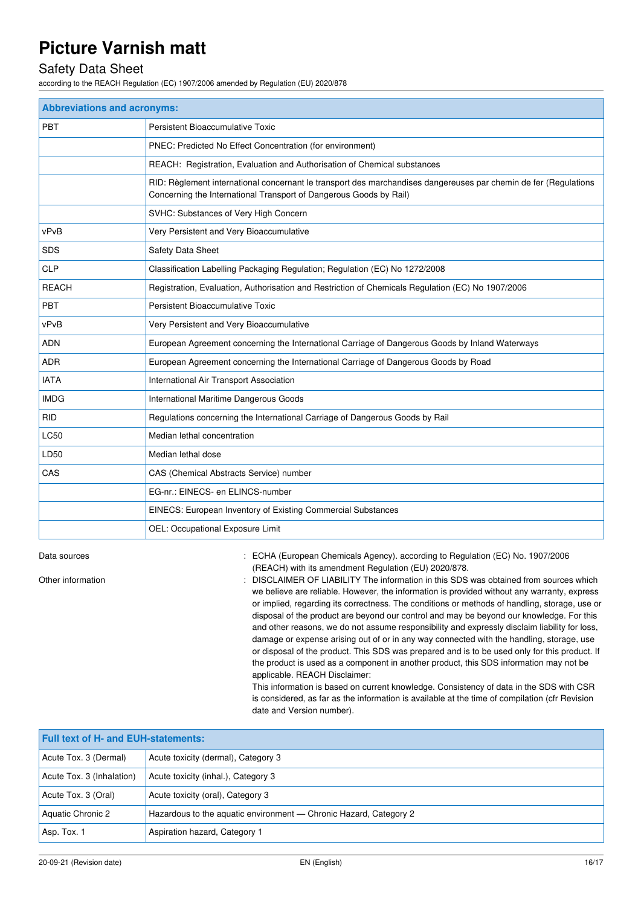| Abbreviations and acronyms: | |
|---|---|
| PBT | Persistent Bioaccumulative Toxic |
| | PNEC: Predicted No Effect Concentration (for environment) |
| | REACH: Registration, Evaluation and Authorisation of Chemical substances |
| | RID: Règlement international concernant le transport des marchandises dangereuses par chemin de fer (Regulations Concerning the International Transport of Dangerous Goods by Rail) |
| | SVHC: Substances of Very High Concern |
| vPvB | Very Persistent and Very Bioaccumulative |
| SDS | Safety Data Sheet |
| CLP | Classification Labelling Packaging Regulation; Regulation (EC) No 1272/2008 |
| REACH | Registration, Evaluation, Authorisation and Restriction of Chemicals Regulation (EC) No 1907/2006 |
| PBT | Persistent Bioaccumulative Toxic |
| vPvB | Very Persistent and Very Bioaccumulative |
| ADN | European Agreement concerning the International Carriage of Dangerous Goods by Inland Waterways |
| ADR | European Agreement concerning the International Carriage of Dangerous Goods by Road |
| IATA | International Air Transport Association |
| IMDG | International Maritime Dangerous Goods |
| RID | Regulations concerning the International Carriage of Dangerous Goods by Rail |
| LC50 | Median lethal concentration |
| LD50 | Median lethal dose |
| CAS | CAS (Chemical Abstracts Service) number |
| | EG-nr.: EINECS- en ELINCS-number |
| | EINECS: European Inventory of Existing Commercial Substances |
| | OEL: Occupational Exposure Limit |

Data sources : ECHA (European Chemicals Agency). according to Regulation (EC) No. 1907/2006 (REACH) with its amendment Regulation (EU) 2020/878.

Other information : DISCLAIMER OF LIABILITY The information in this SDS was obtained from sources which we believe are reliable. However, the information is provided without any warranty, express or implied, regarding its correctness. The conditions or methods of handling, storage, use or disposal of the product are beyond our control and may be beyond our knowledge. For this and other reasons, we do not assume responsibility and expressly disclaim liability for loss, damage or expense arising out of or in any way connected with the handling, storage, use or disposal of the product. This SDS was prepared and is to be used only for this product. If the product is used as a component in another product, this SDS information may not be applicable. REACH Disclaimer:
This information is based on current knowledge. Consistency of data in the SDS with CSR is considered, as far as the information is available at the time of compilation (cfr Revision date and Version number).

| Full text of H- and EUH-statements: | |
|---|---|
| Acute Tox. 3 (Dermal) | Acute toxicity (dermal), Category 3 |
| Acute Tox. 3 (Inhalation) | Acute toxicity (inhal.), Category 3 |
| Acute Tox. 3 (Oral) | Acute toxicity (oral), Category 3 |
| Aquatic Chronic 2 | Hazardous to the aquatic environment — Chronic Hazard, Category 2 |
| Asp. Tox. 1 | Aspiration hazard, Category 1 |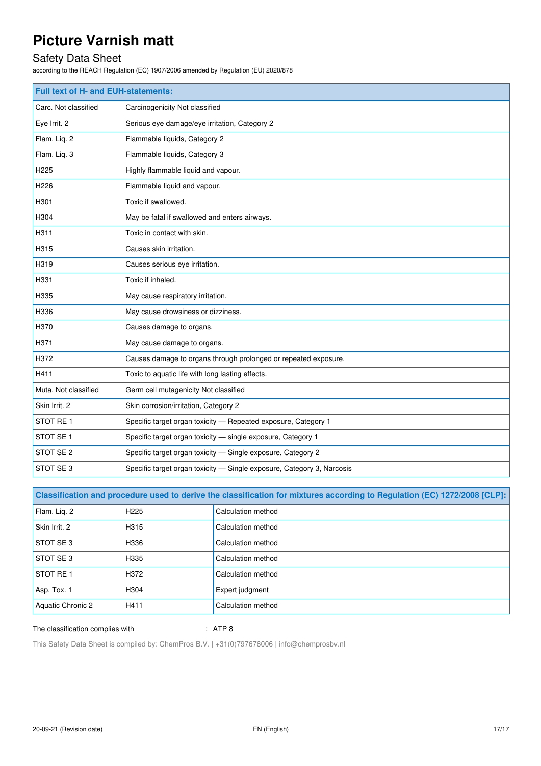| Full text of H- and EUH-statements: | |
| --- | --- |
| Carc. Not classified | Carcinogenicity Not classified |
| Eye Irrit. 2 | Serious eye damage/eye irritation, Category 2 |
| Flam. Liq. 2 | Flammable liquids, Category 2 |
| Flam. Liq. 3 | Flammable liquids, Category 3 |
| H225 | Highly flammable liquid and vapour. |
| H226 | Flammable liquid and vapour. |
| H301 | Toxic if swallowed. |
| H304 | May be fatal if swallowed and enters airways. |
| H311 | Toxic in contact with skin. |
| H315 | Causes skin irritation. |
| H319 | Causes serious eye irritation. |
| H331 | Toxic if inhaled. |
| H335 | May cause respiratory irritation. |
| H336 | May cause drowsiness or dizziness. |
| H370 | Causes damage to organs. |
| H371 | May cause damage to organs. |
| H372 | Causes damage to organs through prolonged or repeated exposure. |
| H411 | Toxic to aquatic life with long lasting effects. |
| Muta. Not classified | Germ cell mutagenicity Not classified |
| Skin Irrit. 2 | Skin corrosion/irritation, Category 2 |
| STOT RE 1 | Specific target organ toxicity — Repeated exposure, Category 1 |
| STOT SE 1 | Specific target organ toxicity — single exposure, Category 1 |
| STOT SE 2 | Specific target organ toxicity — Single exposure, Category 2 |
| STOT SE 3 | Specific target organ toxicity — Single exposure, Category 3, Narcosis |

| Classification and procedure used to derive the classification for mixtures according to Regulation (EC) 1272/2008 [CLP]: | | |
| --- | --- | --- |
| Flam. Liq. 2 | H225 | Calculation method |
| Skin Irrit. 2 | H315 | Calculation method |
| STOT SE 3 | H336 | Calculation method |
| STOT SE 3 | H335 | Calculation method |
| STOT RE 1 | H372 | Calculation method |
| Asp. Tox. 1 | H304 | Expert judgment |
| Aquatic Chronic 2 | H411 | Calculation method |

The classification complies with : ATP 8

This Safety Data Sheet is compiled by: ChemPros B.V. | +31(0)797676006 | info@chemprosbv.nl